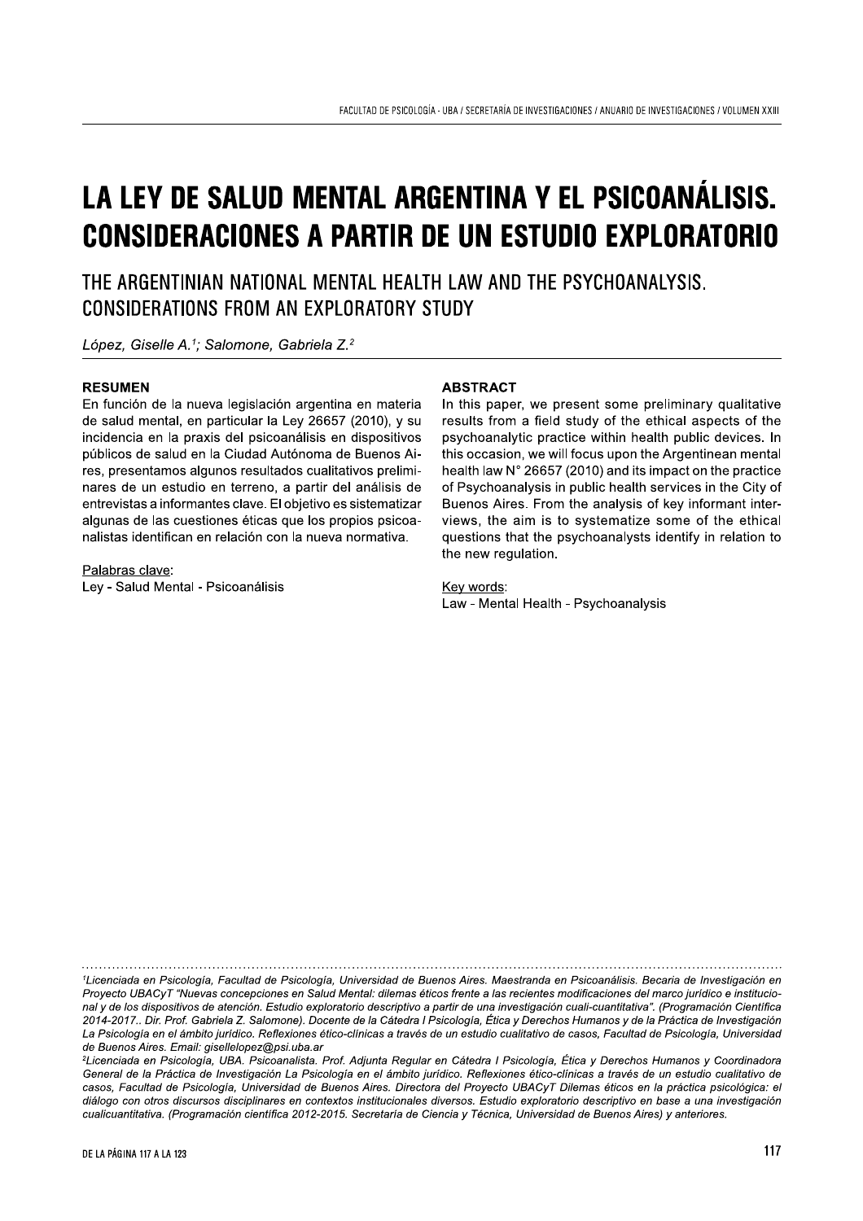# LA LEY DE SALUD MENTAL ARGENTINA Y EL PSICOANÁLISIS. CONSIDERACIONES A PARTIR DE UN ESTUDIO EXPLORATORIO

## THE ARGENTINIAN NATIONAL MENTAL HEALTH LAW AND THE PSYCHOANALYSIS. CONSIDERATIONS FROM AN EXPLORATORY STUDY

*López, Giselle A.*[1]*; Salomone, Gabriela Z.*[2]

### RESUMEN

En función de la nueva legislación argentina en materia de salud mental, en particular la Ley 26657 (2010), y su incidencia en la praxis del psicoanálisis en dispositivos públicos de salud en la Ciudad Autónoma de Buenos Aires, presentamos algunos resultados cualitativos preliminares de un estudio en terreno, a partir del análisis de entrevistas a informantes clave. El objetivo es sistematizar algunas de las cuestiones éticas que los propios psicoanalistas identifican en relación con la nueva normativa.

Palabras clave:
Ley - Salud Mental - Psicoanálisis

### ABSTRACT

In this paper, we present some preliminary qualitative results from a field study of the ethical aspects of the psychoanalytic practice within health public devices. In this occasion, we will focus upon the Argentinean mental health law N° 26657 (2010) and its impact on the practice of Psychoanalysis in public health services in the City of Buenos Aires. From the analysis of key informant interviews, the aim is to systematize some of the ethical questions that the psychoanalysts identify in relation to the new regulation.

Key words:
Law - Mental Health - Psychoanalysis

---

[1] *Licenciada en Psicología, Facultad de Psicología, Universidad de Buenos Aires. Maestranda en Psicoanálisis. Becaria de Investigación en Proyecto UBACyT "Nuevas concepciones en Salud Mental: dilemas éticos frente a las recientes modificaciones del marco jurídico e institucional y de los dispositivos de atención. Estudio exploratorio descriptivo a partir de una investigación cuali-cuantitativa". (Programación Científica 2014-2017.. Dir. Prof. Gabriela Z. Salomone). Docente de la Cátedra I Psicología, Ética y Derechos Humanos y de la Práctica de Investigación La Psicología en el ámbito jurídico. Reflexiones ético-clínicas a través de un estudio cualitativo de casos, Facultad de Psicología, Universidad de Buenos Aires. Email: gisellelopez@psi.uba.ar*

[2] *Licenciada en Psicología, UBA. Psicoanalista. Prof. Adjunta Regular en Cátedra I Psicología, Ética y Derechos Humanos y Coordinadora General de la Práctica de Investigación La Psicología en el ámbito jurídico. Reflexiones ético-clínicas a través de un estudio cualitativo de casos, Facultad de Psicología, Universidad de Buenos Aires. Directora del Proyecto UBACyT Dilemas éticos en la práctica psicológica: el diálogo con otros discursos disciplinares en contextos institucionales diversos. Estudio exploratorio descriptivo en base a una investigación cualicuantitativa. (Programación científica 2012-2015. Secretaría de Ciencia y Técnica, Universidad de Buenos Aires) y anteriores.*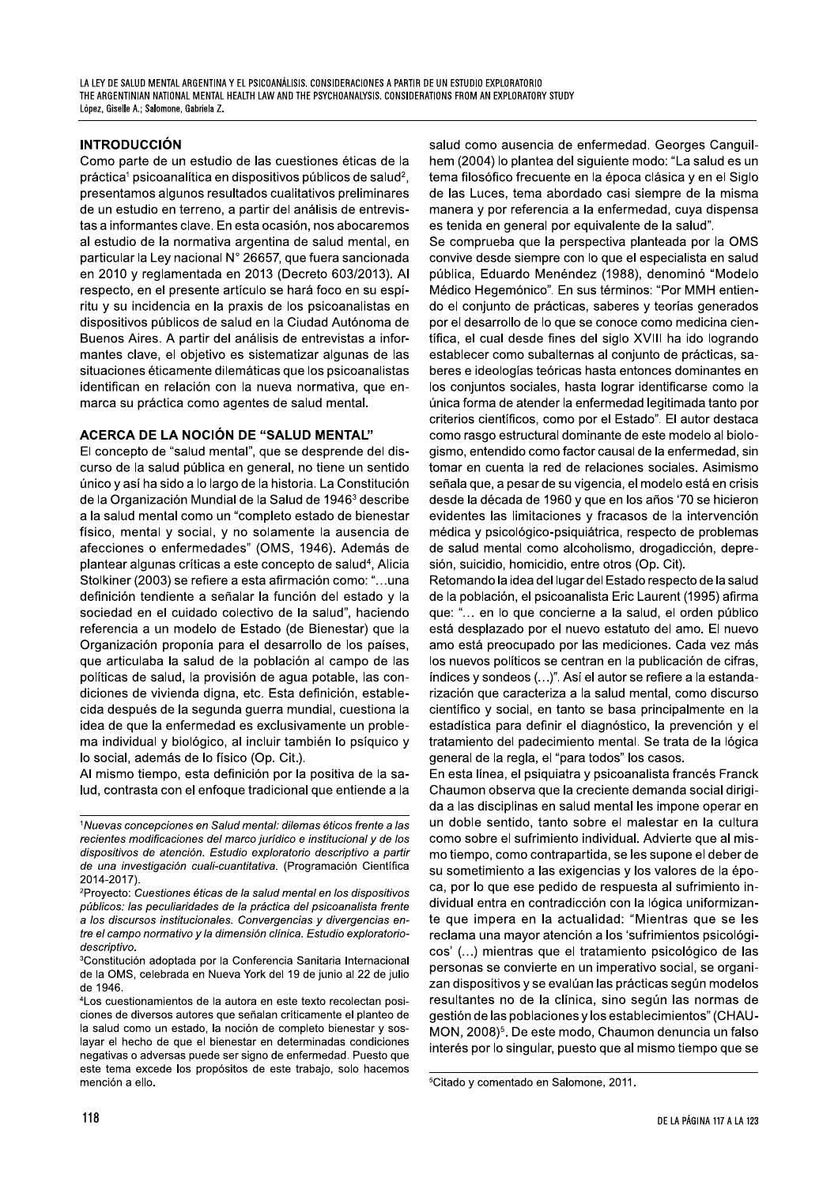## INTRODUCCIÓN

Como parte de un estudio de las cuestiones éticas de la práctica[1] psicoanalítica en dispositivos públicos de salud[2], presentamos algunos resultados cualitativos preliminares de un estudio en terreno, a partir del análisis de entrevistas a informantes clave. En esta ocasión, nos abocaremos al estudio de la normativa argentina de salud mental, en particular la Ley nacional N° 26657, que fuera sancionada en 2010 y reglamentada en 2013 (Decreto 603/2013). Al respecto, en el presente artículo se hará foco en su espíritu y su incidencia en la praxis de los psicoanalistas en dispositivos públicos de salud en la Ciudad Autónoma de Buenos Aires. A partir del análisis de entrevistas a informantes clave, el objetivo es sistematizar algunas de las situaciones éticamente dilemáticas que los psicoanalistas identifican en relación con la nueva normativa, que enmarca su práctica como agentes de salud mental.

## ACERCA DE LA NOCIÓN DE "SALUD MENTAL"

El concepto de "salud mental", que se desprende del discurso de la salud pública en general, no tiene un sentido único y así ha sido a lo largo de la historia. La Constitución de la Organización Mundial de la Salud de 1946[3] describe a la salud mental como un "completo estado de bienestar físico, mental y social, y no solamente la ausencia de afecciones o enfermedades" (OMS, 1946). Además de plantear algunas críticas a este concepto de salud[4], Alicia Stolkiner (2003) se refiere a esta afirmación como: "…una definición tendiente a señalar la función del estado y la sociedad en el cuidado colectivo de la salud", haciendo referencia a un modelo de Estado (de Bienestar) que la Organización proponía para el desarrollo de los países, que articulaba la salud de la población al campo de las políticas de salud, la provisión de agua potable, las condiciones de vivienda digna, etc. Esta definición, establecida después de la segunda guerra mundial, cuestiona la idea de que la enfermedad es exclusivamente un problema individual y biológico, al incluir también lo psíquico y lo social, además de lo físico (Op. Cit.).

Al mismo tiempo, esta definición por la positiva de la salud, contrasta con el enfoque tradicional que entiende a la salud como ausencia de enfermedad. Georges Canguilhem (2004) lo plantea del siguiente modo: "La salud es un tema filosófico frecuente en la época clásica y en el Siglo de las Luces, tema abordado casi siempre de la misma manera y por referencia a la enfermedad, cuya dispensa es tenida en general por equivalente de la salud".

Se comprueba que la perspectiva planteada por la OMS convive desde siempre con lo que el especialista en salud pública, Eduardo Menéndez (1988), denominó "Modelo Médico Hegemónico". En sus términos: "Por MMH entiendo el conjunto de prácticas, saberes y teorías generados por el desarrollo de lo que se conoce como medicina científica, el cual desde fines del siglo XVIII ha ido logrando establecer como subalternas al conjunto de prácticas, saberes e ideologías teóricas hasta entonces dominantes en los conjuntos sociales, hasta lograr identificarse como la única forma de atender la enfermedad legitimada tanto por criterios científicos, como por el Estado". El autor destaca como rasgo estructural dominante de este modelo al biologismo, entendido como factor causal de la enfermedad, sin tomar en cuenta la red de relaciones sociales. Asimismo señala que, a pesar de su vigencia, el modelo está en crisis desde la década de 1960 y que en los años '70 se hicieron evidentes las limitaciones y fracasos de la intervención médica y psicológico-psiquiátrica, respecto de problemas de salud mental como alcoholismo, drogadicción, depresión, suicidio, homicidio, entre otros (Op. Cit).

Retomando la idea del lugar del Estado respecto de la salud de la población, el psicoanalista Eric Laurent (1995) afirma que: "… en lo que concierne a la salud, el orden público está desplazado por el nuevo estatuto del amo. El nuevo amo está preocupado por las mediciones. Cada vez más los nuevos políticos se centran en la publicación de cifras, índices y sondeos (…)". Así el autor se refiere a la estandarización que caracteriza a la salud mental, como discurso científico y social, en tanto se basa principalmente en la estadística para definir el diagnóstico, la prevención y el tratamiento del padecimiento mental. Se trata de la lógica general de la regla, el "para todos" los casos.

En esta línea, el psiquiatra y psicoanalista francés Franck Chaumon observa que la creciente demanda social dirigida a las disciplinas en salud mental les impone operar en un doble sentido, tanto sobre el malestar en la cultura como sobre el sufrimiento individual. Advierte que al mismo tiempo, como contrapartida, se les supone el deber de su sometimiento a las exigencias y los valores de la época, por lo que ese pedido de respuesta al sufrimiento individual entra en contradicción con la lógica uniformizante que impera en la actualidad: "Mientras que se les reclama una mayor atención a los 'sufrimientos psicológicos' (…) mientras que el tratamiento psicológico de las personas se convierte en un imperativo social, se organizan dispositivos y se evalúan las prácticas según modelos resultantes no de la clínica, sino según las normas de gestión de las poblaciones y los establecimientos" (CHAUMON, 2008)[5]. De este modo, Chaumon denuncia un falso interés por lo singular, puesto que al mismo tiempo que se

---

[1] *Nuevas concepciones en Salud mental: dilemas éticos frente a las recientes modificaciones del marco jurídico e institucional y de los dispositivos de atención. Estudio exploratorio descriptivo a partir de una investigación cuali-cuantitativa.* (Programación Científica 2014-2017).

[2] Proyecto: *Cuestiones éticas de la salud mental en los dispositivos públicos: las peculiaridades de la práctica del psicoanalista frente a los discursos institucionales. Convergencias y divergencias entre el campo normativo y la dimensión clínica. Estudio exploratorio-descriptivo.*

[3] Constitución adoptada por la Conferencia Sanitaria Internacional de la OMS, celebrada en Nueva York del 19 de junio al 22 de julio de 1946.

[4] Los cuestionamientos de la autora en este texto recolectan posiciones de diversos autores que señalan críticamente el planteo de la salud como un estado, la noción de completo bienestar y soslayar el hecho de que el bienestar en determinadas condiciones negativas o adversas puede ser signo de enfermedad. Puesto que este tema excede los propósitos de este trabajo, solo hacemos mención a ello.

[5] Citado y comentado en Salomone, 2011.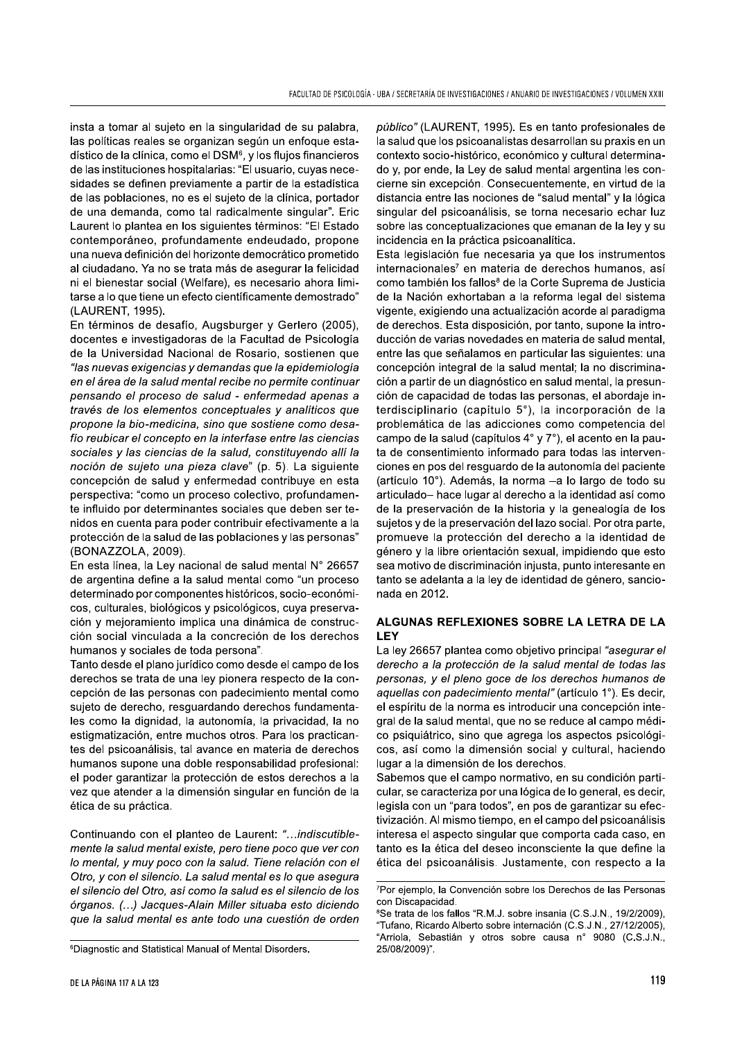insta a tomar al sujeto en la singularidad de su palabra, las políticas reales se organizan según un enfoque estadístico de la clínica, como el DSM[6], y los flujos financieros de las instituciones hospitalarias: "El usuario, cuyas necesidades se definen previamente a partir de la estadística de las poblaciones, no es el sujeto de la clínica, portador de una demanda, como tal radicalmente singular". Eric Laurent lo plantea en los siguientes términos: "El Estado contemporáneo, profundamente endeudado, propone una nueva definición del horizonte democrático prometido al ciudadano. Ya no se trata más de asegurar la felicidad ni el bienestar social (Welfare), es necesario ahora limitarse a lo que tiene un efecto científicamente demostrado" (LAURENT, 1995).

En términos de desafío, Augsburger y Gerlero (2005), docentes e investigadoras de la Facultad de Psicología de la Universidad Nacional de Rosario, sostienen que *"las nuevas exigencias y demandas que la epidemiología en el área de la salud mental recibe no permite continuar pensando el proceso de salud - enfermedad apenas a través de los elementos conceptuales y analíticos que propone la bio-medicina, sino que sostiene como desafío reubicar el concepto en la interfase entre las ciencias sociales y las ciencias de la salud, constituyendo allí la noción de sujeto una pieza clave"* (p. 5). La siguiente concepción de salud y enfermedad contribuye en esta perspectiva: "como un proceso colectivo, profundamente influido por determinantes sociales que deben ser tenidos en cuenta para poder contribuir efectivamente a la protección de la salud de las poblaciones y las personas" (BONAZZOLA, 2009).

En esta línea, la Ley nacional de salud mental N° 26657 de argentina define a la salud mental como "un proceso determinado por componentes históricos, socio-económicos, culturales, biológicos y psicológicos, cuya preservación y mejoramiento implica una dinámica de construcción social vinculada a la concreción de los derechos humanos y sociales de toda persona".

Tanto desde el plano jurídico como desde el campo de los derechos se trata de una ley pionera respecto de la concepción de las personas con padecimiento mental como sujeto de derecho, resguardando derechos fundamentales como la dignidad, la autonomía, la privacidad, la no estigmatización, entre muchos otros. Para los practicantes del psicoanálisis, tal avance en materia de derechos humanos supone una doble responsabilidad profesional: el poder garantizar la protección de estos derechos a la vez que atender a la dimensión singular en función de la ética de su práctica.

Continuando con el planteo de Laurent: *"…indiscutiblemente la salud mental existe, pero tiene poco que ver con lo mental, y muy poco con la salud. Tiene relación con el Otro, y con el silencio. La salud mental es lo que asegura el silencio del Otro, así como la salud es el silencio de los órganos. (…) Jacques-Alain Miller situaba esto diciendo que la salud mental es ante todo una cuestión de orden público"* (LAURENT, 1995). Es en tanto profesionales de la salud que los psicoanalistas desarrollan su praxis en un contexto socio-histórico, económico y cultural determinado y, por ende, la Ley de salud mental argentina les concierne sin excepción. Consecuentemente, en virtud de la distancia entre las nociones de "salud mental" y la lógica singular del psicoanálisis, se torna necesario echar luz sobre las conceptualizaciones que emanan de la ley y su incidencia en la práctica psicoanalítica.

Esta legislación fue necesaria ya que los instrumentos internacionales[7] en materia de derechos humanos, así como también los fallos[8] de la Corte Suprema de Justicia de la Nación exhortaban a la reforma legal del sistema vigente, exigiendo una actualización acorde al paradigma de derechos. Esta disposición, por tanto, supone la introducción de varias novedades en materia de salud mental, entre las que señalamos en particular las siguientes: una concepción integral de la salud mental; la no discriminación a partir de un diagnóstico en salud mental, la presunción de capacidad de todas las personas, el abordaje interdisciplinario (capítulo 5°), la incorporación de la problemática de las adicciones como competencia del campo de la salud (capítulos 4° y 7°), el acento en la pauta de consentimiento informado para todas las intervenciones en pos del resguardo de la autonomía del paciente (artículo 10°). Además, la norma –a lo largo de todo su articulado– hace lugar al derecho a la identidad así como de la preservación de la historia y la genealogía de los sujetos y de la preservación del lazo social. Por otra parte, promueve la protección del derecho a la identidad de género y la libre orientación sexual, impidiendo que esto sea motivo de discriminación injusta, punto interesante en tanto se adelanta a la ley de identidad de género, sancionada en 2012.

## ALGUNAS REFLEXIONES SOBRE LA LETRA DE LA LEY

La ley 26657 plantea como objetivo principal *"asegurar el derecho a la protección de la salud mental de todas las personas, y el pleno goce de los derechos humanos de aquellas con padecimiento mental"* (artículo 1°). Es decir, el espíritu de la norma es introducir una concepción integral de la salud mental, que no se reduce al campo médico psiquiátrico, sino que agrega los aspectos psicológicos, así como la dimensión social y cultural, haciendo lugar a la dimensión de los derechos.

Sabemos que el campo normativo, en su condición particular, se caracteriza por una lógica de lo general, es decir, legisla con un "para todos", en pos de garantizar su efectivización. Al mismo tiempo, en el campo del psicoanálisis interesa el aspecto singular que comporta cada caso, en tanto es la ética del deseo inconsciente la que define la ética del psicoanálisis. Justamente, con respecto a la

---

[6] Diagnostic and Statistical Manual of Mental Disorders.

[7] Por ejemplo, la Convención sobre los Derechos de las Personas con Discapacidad.

[8] Se trata de los fallos "R.M.J. sobre insania (C.S.J.N., 19/2/2009), "Tufano, Ricardo Alberto sobre internación (C.S.J.N., 27/12/2005), "Arriola, Sebastián y otros sobre causa n° 9080 (C.S.J.N., 25/08/2009)".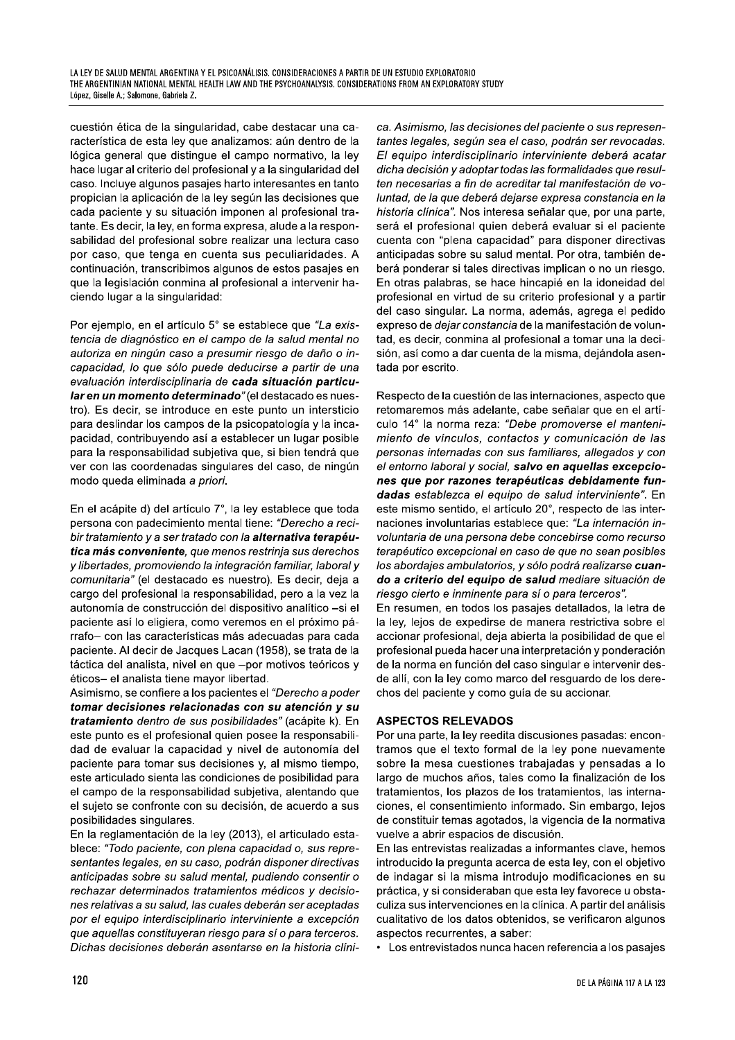cuestión ética de la singularidad, cabe destacar una característica de esta ley que analizamos: aún dentro de la lógica general que distingue el campo normativo, la ley hace lugar al criterio del profesional y a la singularidad del caso. Incluye algunos pasajes harto interesantes en tanto propician la aplicación de la ley según las decisiones que cada paciente y su situación imponen al profesional tratante. Es decir, la ley, en forma expresa, alude a la responsabilidad del profesional sobre realizar una lectura caso por caso, que tenga en cuenta sus peculiaridades. A continuación, transcribimos algunos de estos pasajes en que la legislación conmina al profesional a intervenir haciendo lugar a la singularidad:

Por ejemplo, en el artículo 5° se establece que *"La existencia de diagnóstico en el campo de la salud mental no autoriza en ningún caso a presumir riesgo de daño o incapacidad, lo que sólo puede deducirse a partir de una evaluación interdisciplinaria de **cada situación particular en un momento determinado**"* (el destacado es nuestro). Es decir, se introduce en este punto un intersticio para deslindar los campos de la psicopatología y la incapacidad, contribuyendo así a establecer un lugar posible para la responsabilidad subjetiva que, si bien tendrá que ver con las coordenadas singulares del caso, de ningún modo queda eliminada *a priori*.

En el acápite d) del artículo 7°, la ley establece que toda persona con padecimiento mental tiene: *"Derecho a recibir tratamiento y a ser tratado con la **alternativa terapéutica más conveniente**, que menos restrinja sus derechos y libertades, promoviendo la integración familiar, laboral y comunitaria"* (el destacado es nuestro). Es decir, deja a cargo del profesional la responsabilidad, pero a la vez la autonomía de construcción del dispositivo analítico –si el paciente así lo eligiera, como veremos en el próximo párrafo– con las características más adecuadas para cada paciente. Al decir de Jacques Lacan (1958), se trata de la táctica del analista, nivel en que –por motivos teóricos y éticos– el analista tiene mayor libertad.

Asimismo, se confiere a los pacientes el *"Derecho a poder **tomar decisiones relacionadas con su atención y su tratamiento** dentro de sus posibilidades"* (acápite k). En este punto es el profesional quien posee la responsabilidad de evaluar la capacidad y nivel de autonomía del paciente para tomar sus decisiones y, al mismo tiempo, este articulado sienta las condiciones de posibilidad para el campo de la responsabilidad subjetiva, alentando que el sujeto se confronte con su decisión, de acuerdo a sus posibilidades singulares.

En la reglamentación de la ley (2013), el articulado establece: *"Todo paciente, con plena capacidad o, sus representantes legales, en su caso, podrán disponer directivas anticipadas sobre su salud mental, pudiendo consentir o rechazar determinados tratamientos médicos y decisiones relativas a su salud, las cuales deberán ser aceptadas por el equipo interdisciplinario interviniente a excepción que aquellas constituyeran riesgo para sí o para terceros. Dichas decisiones deberán asentarse en la historia clínica. Asimismo, las decisiones del paciente o sus representantes legales, según sea el caso, podrán ser revocadas. El equipo interdisciplinario interviniente deberá acatar dicha decisión y adoptar todas las formalidades que resulten necesarias a fin de acreditar tal manifestación de voluntad, de la que deberá dejarse expresa constancia en la historia clínica"*. Nos interesa señalar que, por una parte, será el profesional quien deberá evaluar si el paciente cuenta con "plena capacidad" para disponer directivas anticipadas sobre su salud mental. Por otra, también deberá ponderar si tales directivas implican o no un riesgo. En otras palabras, se hace hincapié en la idoneidad del profesional en virtud de su criterio profesional y a partir del caso singular. La norma, además, agrega el pedido expreso de *dejar constancia* de la manifestación de voluntad, es decir, conmina al profesional a tomar una la decisión, así como a dar cuenta de la misma, dejándola asentada por escrito.

Respecto de la cuestión de las internaciones, aspecto que retomaremos más adelante, cabe señalar que en el artículo 14° la norma reza: *"Debe promoverse el mantenimiento de vínculos, contactos y comunicación de las personas internadas con sus familiares, allegados y con el entorno laboral y social, **salvo en aquellas excepciones que por razones terapéuticas debidamente fundadas** establezca el equipo de salud interviniente"*. En este mismo sentido, el artículo 20°, respecto de las internaciones involuntarias establece que: *"La internación involuntaria de una persona debe concebirse como recurso terapéutico excepcional en caso de que no sean posibles los abordajes ambulatorios, y sólo podrá realizarse **cuando a criterio del equipo de salud** mediare situación de riesgo cierto e inminente para sí o para terceros"*.

En resumen, en todos los pasajes detallados, la letra de la ley, lejos de expedirse de manera restrictiva sobre el accionar profesional, deja abierta la posibilidad de que el profesional pueda hacer una interpretación y ponderación de la norma en función del caso singular e intervenir desde allí, con la ley como marco del resguardo de los derechos del paciente y como guía de su accionar.

## ASPECTOS RELEVADOS

Por una parte, la ley reedita discusiones pasadas: encontramos que el texto formal de la ley pone nuevamente sobre la mesa cuestiones trabajadas y pensadas a lo largo de muchos años, tales como la finalización de los tratamientos, los plazos de los tratamientos, las internaciones, el consentimiento informado. Sin embargo, lejos de constituir temas agotados, la vigencia de la normativa vuelve a abrir espacios de discusión.

En las entrevistas realizadas a informantes clave, hemos introducido la pregunta acerca de esta ley, con el objetivo de indagar si la misma introdujo modificaciones en su práctica, y si consideraban que esta ley favorece u obstaculiza sus intervenciones en la clínica. A partir del análisis cualitativo de los datos obtenidos, se verificaron algunos aspectos recurrentes, a saber:

- Los entrevistados nunca hacen referencia a los pasajes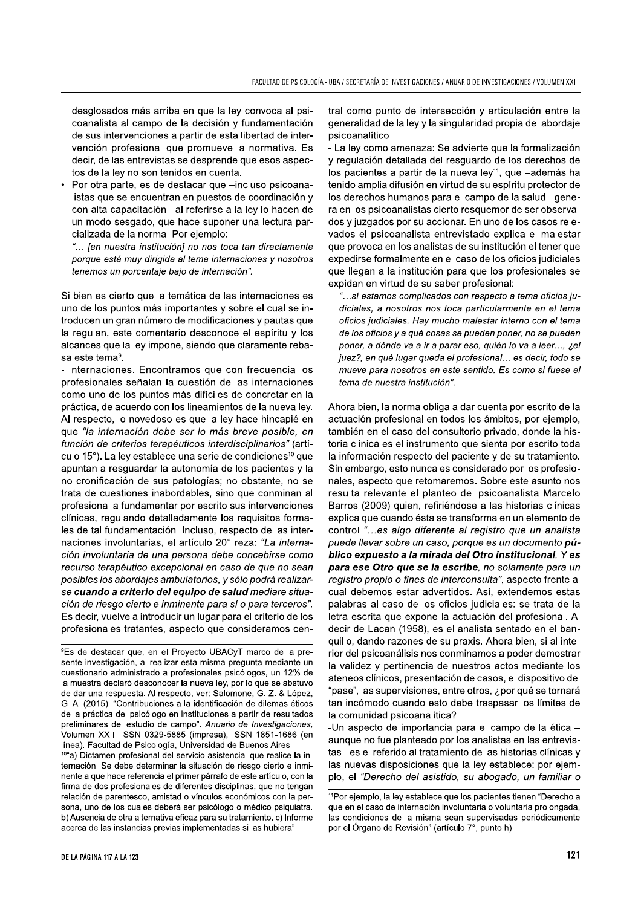desglosados más arriba en que la ley convoca al psicoanalista al campo de la decisión y fundamentación de sus intervenciones a partir de esta libertad de intervención profesional que promueve la normativa. Es decir, de las entrevistas se desprende que esos aspectos de la ley no son tenidos en cuenta.

- Por otra parte, es de destacar que –incluso psicoanalistas que se encuentran en puestos de coordinación y con alta capacitación– al referirse a la ley lo hacen de un modo sesgado, que hace suponer una lectura parcializada de la norma. Por ejemplo:

  *"... [en nuestra institución] no nos toca tan directamente porque está muy dirigida al tema internaciones y nosotros tenemos un porcentaje bajo de internación".*

Si bien es cierto que la temática de las internaciones es uno de los puntos más importantes y sobre el cual se introducen un gran número de modificaciones y pautas que la regulan, este comentario desconoce el espíritu y los alcances que la ley impone, siendo que claramente rebasa este tema[9].

- Internaciones. Encontramos que con frecuencia los profesionales señalan la cuestión de las internaciones como uno de los puntos más difíciles de concretar en la práctica, de acuerdo con los lineamientos de la nueva ley. Al respecto, lo novedoso es que la ley hace hincapié en que *"la internación debe ser lo más breve posible, en función de criterios terapéuticos interdisciplinarios"* (artículo 15°). La ley establece una serie de condiciones[10] que apuntan a resguardar la autonomía de los pacientes y la no cronificación de sus patologías; no obstante, no se trata de cuestiones inabordables, sino que conminan al profesional a fundamentar por escrito sus intervenciones clínicas, regulando detalladamente los requisitos formales de tal fundamentación. Incluso, respecto de las internaciones involuntarias, el artículo 20° reza: *"La internación involuntaria de una persona debe concebirse como recurso terapéutico excepcional en caso de que no sean posibles los abordajes ambulatorios, y sólo podrá realizarse **cuando a criterio del equipo de salud** mediare situación de riesgo cierto e inminente para sí o para terceros"*. Es decir, vuelve a introducir un lugar para el criterio de los profesionales tratantes, aspecto que consideramos central como punto de intersección y articulación entre la generalidad de la ley y la singularidad propia del abordaje psicoanalítico.

- La ley como amenaza: Se advierte que la formalización y regulación detallada del resguardo de los derechos de los pacientes a partir de la nueva ley[11], que –además ha tenido amplia difusión en virtud de su espíritu protector de los derechos humanos para el campo de la salud– genera en los psicoanalistas cierto resquemor de ser observados y juzgados por su accionar. En uno de los casos relevados el psicoanalista entrevistado explica el malestar que provoca en los analistas de su institución el tener que expedirse formalmente en el caso de los oficios judiciales que llegan a la institución para que los profesionales se expidan en virtud de su saber profesional:

  *"...sí estamos complicados con respecto a tema oficios judiciales, a nosotros nos toca particularmente en el tema oficios judiciales. Hay mucho malestar interno con el tema de los oficios y a qué cosas se pueden poner, no se pueden poner, a dónde va a ir a parar eso, quién lo va a leer..., ¿el juez?, en qué lugar queda el profesional... es decir, todo se mueve para nosotros en este sentido. Es como si fuese el tema de nuestra institución".*

Ahora bien, la norma obliga a dar cuenta por escrito de la actuación profesional en todos los ámbitos, por ejemplo, también en el caso del consultorio privado, donde la historia clínica es el instrumento que sienta por escrito toda la información respecto del paciente y de su tratamiento. Sin embargo, esto nunca es considerado por los profesionales, aspecto que retomaremos. Sobre este asunto nos resulta relevante el planteo del psicoanalista Marcelo Barros (2009) quien, refiriéndose a las historias clínicas explica que cuando ésta se transforma en un elemento de control *"...es algo diferente al registro que un analista puede llevar sobre un caso, porque es un documento **público expuesto a la mirada del Otro institucional**. Y **es para ese Otro que se la escribe**, no solamente para un registro propio o fines de interconsulta"*, aspecto frente al cual debemos estar advertidos. Así, extendemos estas palabras al caso de los oficios judiciales: se trata de la letra escrita que expone la actuación del profesional. Al decir de Lacan (1958), es el analista sentado en el banquillo, dando razones de su praxis. Ahora bien, si al interior del psicoanálisis nos conminamos a poder demostrar la validez y pertinencia de nuestros actos mediante los ateneos clínicos, presentación de casos, el dispositivo del "pase", las supervisiones, entre otros, ¿por qué se tornará tan incómodo cuando esto debe traspasar los límites de la comunidad psicoanalítica?

-Un aspecto de importancia para el campo de la ética –aunque no fue planteado por los analistas en las entrevistas– es el referido al tratamiento de las historias clínicas y las nuevas disposiciones que la ley establece: por ejemplo, el *"Derecho del asistido, su abogado, un familiar o*

---

[9] Es de destacar que, en el Proyecto UBACyT marco de la presente investigación, al realizar esta misma pregunta mediante un cuestionario administrado a profesionales psicólogos, un 12% de la muestra declaró desconocer la nueva ley, por lo que se abstuvo de dar una respuesta. Al respecto, ver: Salomone, G. Z. & López, G. A. (2015). "Contribuciones a la identificación de dilemas éticos de la práctica del psicólogo en instituciones a partir de resultados preliminares del estudio de campo". *Anuario de Investigaciones*, Volumen XXII. ISSN 0329-5885 (impresa), ISSN 1851-1686 (en línea). Facultad de Psicología, Universidad de Buenos Aires.

[10] "a) Dictamen profesional del servicio asistencial que realice la internación. Se debe determinar la situación de riesgo cierto e inminente a que hace referencia el primer párrafo de este artículo, con la firma de dos profesionales de diferentes disciplinas, que no tengan relación de parentesco, amistad o vínculos económicos con la persona, uno de los cuales deberá ser psicólogo o médico psiquiatra. b) Ausencia de otra alternativa eficaz para su tratamiento. c) Informe acerca de las instancias previas implementadas si las hubiera".

[11] Por ejemplo, la ley establece que los pacientes tienen "Derecho a que en el caso de internación involuntaria o voluntaria prolongada, las condiciones de la misma sean supervisadas periódicamente por el Órgano de Revisión" (artículo 7°, punto h).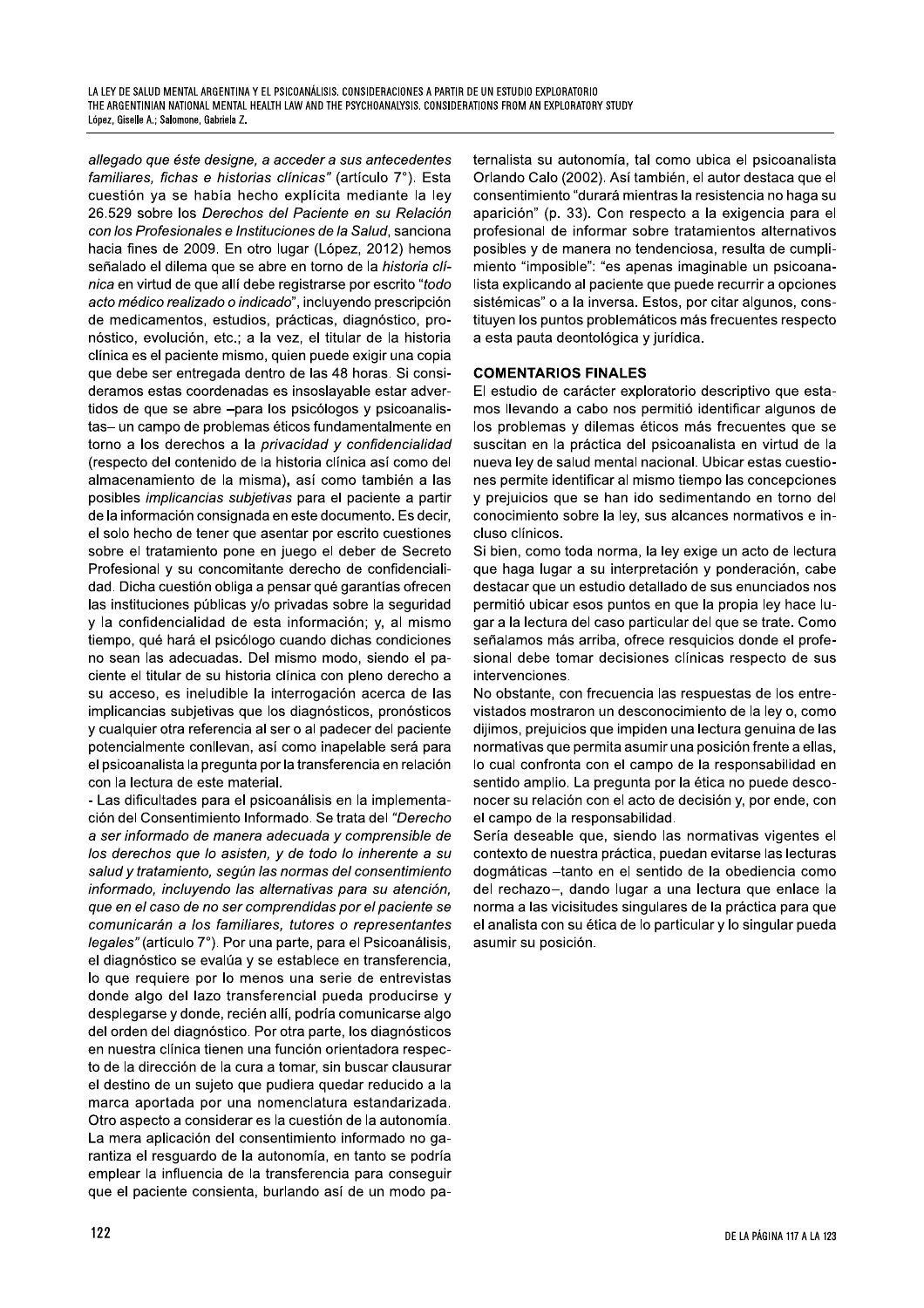allegado que éste designe, a acceder a sus antecedentes familiares, fichas e historias clínicas"* (artículo 7°). Esta cuestión ya se había hecho explícita mediante la ley 26.529 sobre los *Derechos del Paciente en su Relación con los Profesionales e Instituciones de la Salud*, sanciona hacia fines de 2009. En otro lugar (López, 2012) hemos señalado el dilema que se abre en torno de la *historia clínica* en virtud de que allí debe registrarse por escrito "*todo acto médico realizado o indicado*", incluyendo prescripción de medicamentos, estudios, prácticas, diagnóstico, pronóstico, evolución, etc.; a la vez, el titular de la historia clínica es el paciente mismo, quien puede exigir una copia que debe ser entregada dentro de las 48 horas. Si consideramos estas coordenadas es insoslayable estar advertidos de que se abre –para los psicólogos y psicoanalistas– un campo de problemas éticos fundamentalmente en torno a los derechos a la *privacidad y confidencialidad* (respecto del contenido de la historia clínica así como del almacenamiento de la misma), así como también a las posibles *implicancias subjetivas* para el paciente a partir de la información consignada en este documento. Es decir, el solo hecho de tener que asentar por escrito cuestiones sobre el tratamiento pone en juego el deber de Secreto Profesional y su concomitante derecho de confidencialidad. Dicha cuestión obliga a pensar qué garantías ofrecen las instituciones públicas y/o privadas sobre la seguridad y la confidencialidad de esta información; y, al mismo tiempo, qué hará el psicólogo cuando dichas condiciones no sean las adecuadas. Del mismo modo, siendo el paciente el titular de su historia clínica con pleno derecho a su acceso, es ineludible la interrogación acerca de las implicancias subjetivas que los diagnósticos, pronósticos y cualquier otra referencia al ser o al padecer del paciente potencialmente conllevan, así como inapelable será para el psicoanalista la pregunta por la transferencia en relación con la lectura de este material.

- Las dificultades para el psicoanálisis en la implementación del Consentimiento Informado. Se trata del *"Derecho a ser informado de manera adecuada y comprensible de los derechos que lo asisten, y de todo lo inherente a su salud y tratamiento, según las normas del consentimiento informado, incluyendo las alternativas para su atención, que en el caso de no ser comprendidas por el paciente se comunicarán a los familiares, tutores o representantes legales"* (artículo 7°). Por una parte, para el Psicoanálisis, el diagnóstico se evalúa y se establece en transferencia, lo que requiere por lo menos una serie de entrevistas donde algo del lazo transferencial pueda producirse y desplegarse y donde, recién allí, podría comunicarse algo del orden del diagnóstico. Por otra parte, los diagnósticos en nuestra clínica tienen una función orientadora respecto de la dirección de la cura a tomar, sin buscar clausurar el destino de un sujeto que pudiera quedar reducido a la marca aportada por una nomenclatura estandarizada. Otro aspecto a considerar es la cuestión de la autonomía. La mera aplicación del consentimiento informado no garantiza el resguardo de la autonomía, en tanto se podría emplear la influencia de la transferencia para conseguir que el paciente consienta, burlando así de un modo paternalista su autonomía, tal como ubica el psicoanalista Orlando Calo (2002). Así también, el autor destaca que el consentimiento "durará mientras la resistencia no haga su aparición" (p. 33). Con respecto a la exigencia para el profesional de informar sobre tratamientos alternativos posibles y de manera no tendenciosa, resulta de cumplimiento "imposible": "es apenas imaginable un psicoanalista explicando al paciente que puede recurrir a opciones sistémicas" o a la inversa. Estos, por citar algunos, constituyen los puntos problemáticos más frecuentes respecto a esta pauta deontológica y jurídica.

## COMENTARIOS FINALES

El estudio de carácter exploratorio descriptivo que estamos llevando a cabo nos permitió identificar algunos de los problemas y dilemas éticos más frecuentes que se suscitan en la práctica del psicoanalista en virtud de la nueva ley de salud mental nacional. Ubicar estas cuestiones permite identificar al mismo tiempo las concepciones y prejuicios que se han ido sedimentando en torno del conocimiento sobre la ley, sus alcances normativos e incluso clínicos.

Si bien, como toda norma, la ley exige un acto de lectura que haga lugar a su interpretación y ponderación, cabe destacar que un estudio detallado de sus enunciados nos permitió ubicar esos puntos en que la propia ley hace lugar a la lectura del caso particular del que se trate. Como señalamos más arriba, ofrece resquicios donde el profesional debe tomar decisiones clínicas respecto de sus intervenciones.

No obstante, con frecuencia las respuestas de los entrevistados mostraron un desconocimiento de la ley o, como dijimos, prejuicios que impiden una lectura genuina de las normativas que permita asumir una posición frente a ellas, lo cual confronta con el campo de la responsabilidad en sentido amplio. La pregunta por la ética no puede desconocer su relación con el acto de decisión y, por ende, con el campo de la responsabilidad.

Sería deseable que, siendo las normativas vigentes el contexto de nuestra práctica, puedan evitarse las lecturas dogmáticas –tanto en el sentido de la obediencia como del rechazo–, dando lugar a una lectura que enlace la norma a las vicisitudes singulares de la práctica para que el analista con su ética de lo particular y lo singular pueda asumir su posición.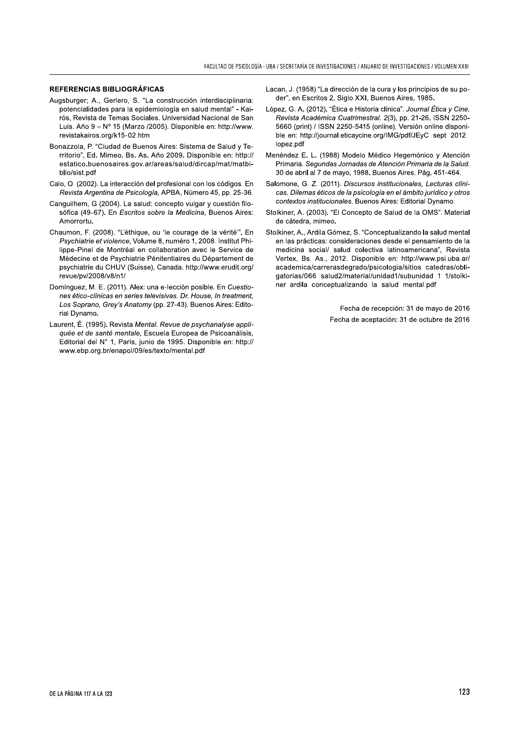### REFERENCIAS BIBLIOGRÁFICAS

Augsburger; A., Gerlero, S. "La construcción interdisciplinaria: potencialidades para la epidemiología en salud mental" - Kairós, Revista de Temas Sociales. Universidad Nacional de San Luis. Año 9 – N° 15 (Marzo /2005). Disponible en: http://www.revistakairos.org/k15-02.htm

Bonazzola, P. "Ciudad de Buenos Aires: Sistema de Salud y Territorio", Ed. Mimeo. Bs. As. Año 2009. Disponible en: http://estatico.buenosaires.gov.ar/areas/salud/dircap/mat/matbiblio/sist.pdf

Calo, O. (2002). La interacción del profesional con los códigos. En *Revista Argentina de Psicología,* APBA, Número 45, pp. 25-36.

Canguilhem, G (2004). La salud: concepto vulgar y cuestión filosófica (49-67). En *Escritos sobre la Medicina*, Buenos Aires: Amorrortu.

Chaumon, F. (2008). "L'éthique, ou 'le courage de la vérité'". En *Psychiatrie et violence*, Volume 8, numéro 1, 2008. Institut Philippe-Pinel de Montréal en collaboration avec le Service de Médecine et de Psychiatrie Pénitentiaires du Département de psychiatrie du CHUV (Suisse), Canada. http://www.erudit.org/revue/pv/2008/v8/n1/

Domínguez, M. E. (2011). Alex: una e-lección posible. En *Cuestiones ético-clínicas en series televisivas. Dr. House, In treatment, Los Soprano, Grey's Anatomy* (pp. 27-43). Buenos Aires: Editorial Dynamo.

Laurent, É. (1995). Revista *Mental. Revue de psychanalyse appliquée et de santé mentale,* Escuela Europea de Psicoanálisis, Editorial del N° 1, París, junio de 1995. Disponible en: http://www.ebp.org.br/enapol/09/es/texto/mental.pdf

Lacan, J. (1958) "La dirección de la cura y los principios de su poder", en Escritos 2, Siglo XXI, Buenos Aires, 1985.

López, G. A. (2012). "Ética e Historia clínica". *Journal Ética y Cine. Revista Académica Cuatrimestral. 2*(3), pp. 21-26. ISSN 2250-5660 (print) / ISSN 2250-5415 (online). Versión online disponible en: http://journal.eticaycine.org/IMG/pdf/JEyC sept 2012 lopez.pdf

Menéndez E. L. (1988) Modelo Médico Hegemónico y Atención Primaria. *Segundas Jornadas de Atención Primaria de la Salud*. 30 de abril al 7 de mayo, 1988. Buenos Aires. Pág. 451-464.

Salomone, G. Z. (2011). *Discursos institucionales, Lecturas clínicas. Dilemas éticos de la psicología en el ámbito jurídico y otros contextos institucionales.* Buenos Aires: Editorial Dynamo.

Stolkiner, A. (2003). "El Concepto de Salud de la OMS". Material de cátedra, mimeo.

Stolkiner, A., Ardila Gómez, S. "Conceptualizando la salud mental en las prácticas: consideraciones desde el pensamiento de la medicina social/ salud colectiva latinoamericana", Revista Vertex, Bs. As., 2012. Disponible en: http://www.psi.uba.ar/academica/carrerasdegrado/psicologia/sitios catedras/obligatorias/066 salud2/material/unidad1/subunidad 1 1/stolkiner ardila conceptualizando la salud mental.pdf

Fecha de recepción: 31 de mayo de 2016

Fecha de aceptación: 31 de octubre de 2016